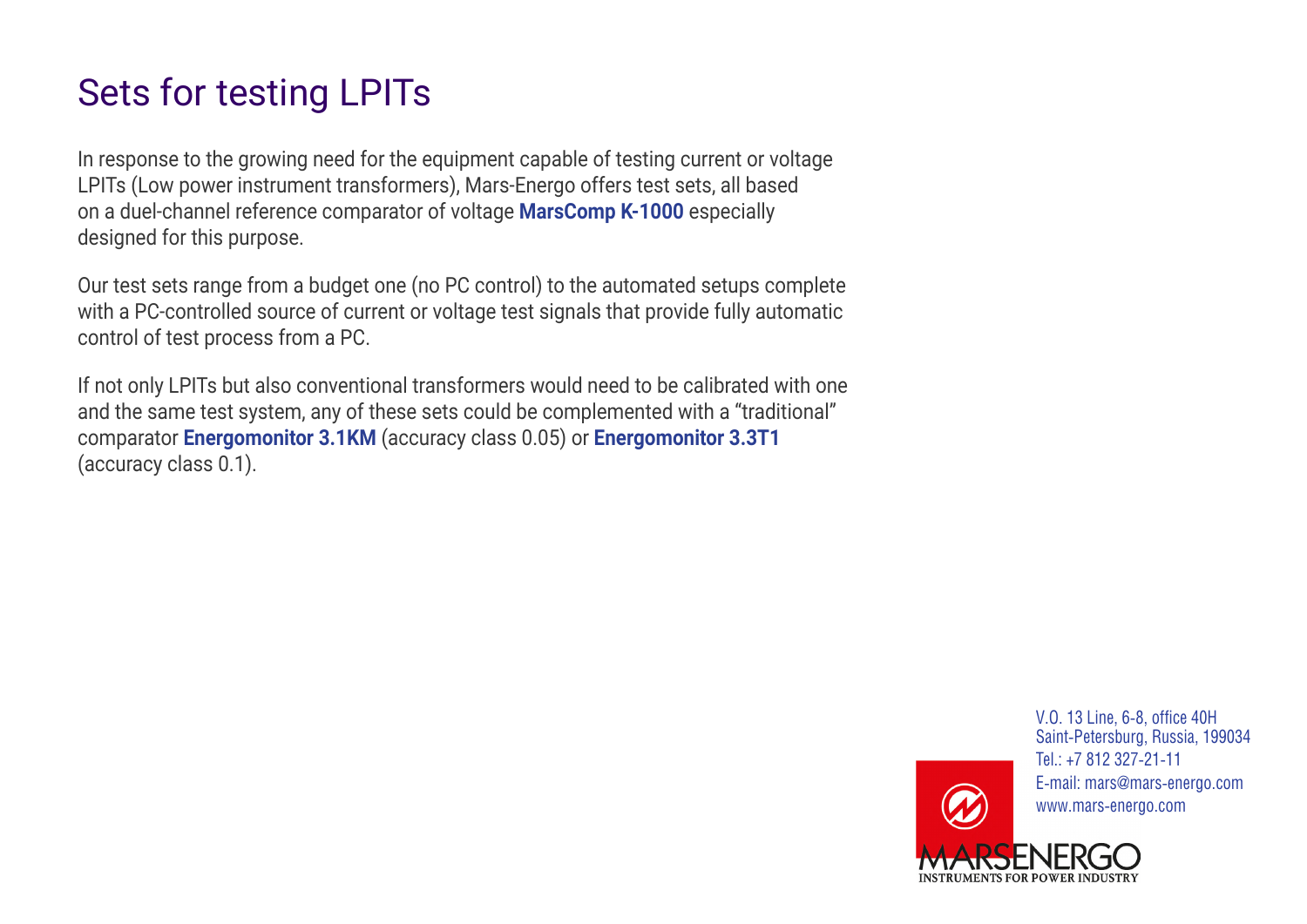# Sets for testing LPITs

In response to the growing need for the equipment capable of testing current or voltage LPITs (Low power instrument transformers), Mars-Energo offers test sets, all based on a duel-channel reference comparator of voltage **MarsComp K-1000** especially designed for this purpose.

Our test sets range from a budget one (no PC control) to the automated setups complete with a PC-controlled source of current or voltage test signals that provide fully automatic control of test process from a PC.

If not only LPITs but also conventional transformers would need to be calibrated with one and the same test system, any of these sets could be complemented with a "traditional" comparator **Energomonitor 3.1KM** (accuracy class 0.05) or **Energomonitor 3.3T1** (accuracy class 0.1).

V.O. 13 Line, 6-8, office 40H
Saint-Petersburg, Russia, 199034
Tel.: +7 812 327-21-11
E-mail: mars@mars-energo.com
www.mars-energo.com

MARSENERGO
INSTRUMENTS FOR POWER INDUSTRY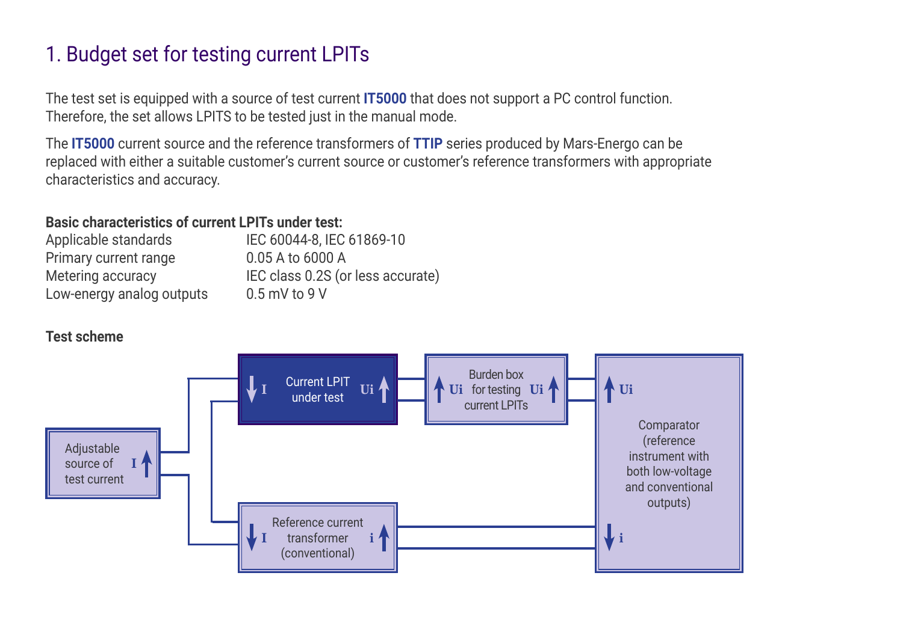# 1. Budget set for testing current LPITs

The test set is equipped with a source of test current **IT5000** that does not support a PC control function. Therefore, the set allows LPITS to be tested just in the manual mode.

The **IT5000** current source and the reference transformers of **TTIP** series produced by Mars-Energo can be replaced with either a suitable customer's current source or customer's reference transformers with appropriate characteristics and accuracy.

**Basic characteristics of current LPITs under test:**

| | |
|---|---|
| Applicable standards | IEC 60044-8, IEC 61869-10 |
| Primary current range | 0.05 A to 6000 A |
| Metering accuracy | IEC class 0.2S (or less accurate) |
| Low-energy analog outputs | 0.5 mV to 9 V |

**Test scheme**

Adjustable source of test current — I

Current LPIT under test — I, Ui

Burden box for testing current LPITs — Ui, Ui

Comparator (reference instrument with both low-voltage and conventional outputs) — Ui, i

Reference current transformer (conventional) — I, i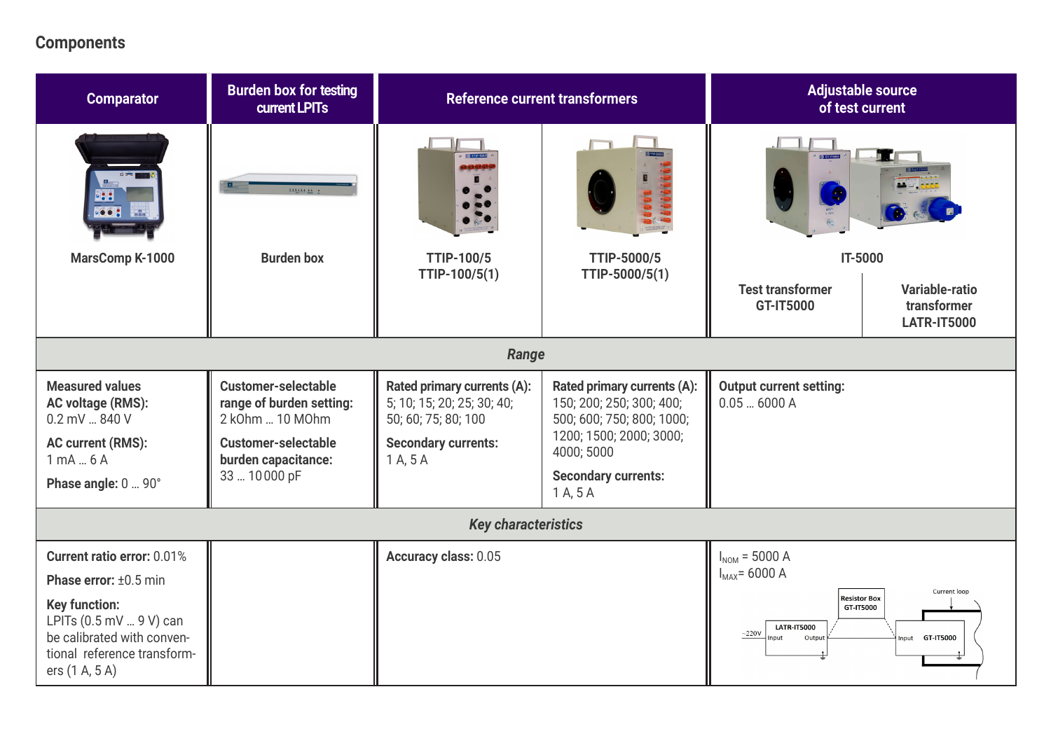## Components

| Comparator | Burden box for testing current LPITs | Reference current transformers | | Adjustable source of test current | |
|---|---|---|---|---|---|
| MarsComp K-1000 | Burden box | TTIP-100/5<br>TTIP-100/5(1) | TTIP-5000/5<br>TTIP-5000/5(1) | IT-5000<br>Test transformer GT-IT5000 | IT-5000<br>Variable-ratio transformer LATR-IT5000 |
| ***Range*** | | | | | |
| **Measured values**<br>**AC voltage (RMS):** 0.2 mV … 840 V<br>**AC current (RMS):** 1 mA … 6 A<br>**Phase angle:** 0 … 90° | **Customer-selectable range of burden setting:** 2 kOhm … 10 MOhm<br>**Customer-selectable burden capacitance:** 33 … 10 000 pF | **Rated primary currents (A):** 5; 10; 15; 20; 25; 30; 40; 50; 60; 75; 80; 100<br>**Secondary currents:** 1 A, 5 A | **Rated primary currents (A):** 150; 200; 250; 300; 400; 500; 600; 750; 800; 1000; 1200; 1500; 2000; 3000; 4000; 5000<br>**Secondary currents:** 1 A, 5 A | **Output current setting:** 0.05 … 6000 A | |
| ***Key characteristics*** | | | | | |
| **Current ratio error:** 0.01%<br>**Phase error:** ±0.5 min<br>**Key function:** LPITs (0.5 mV … 9 V) can be calibrated with conventional reference transformers (1 A, 5 A) | | **Accuracy class:** 0.05 | | $I_{NOM}$ = 5000 A<br>$I_{MAX}$ = 6000 A<br>~220V → LATR-IT5000 (Input, Output) → Resistor Box GT-IT5000 → GT-IT5000 (Input) → Current loop | |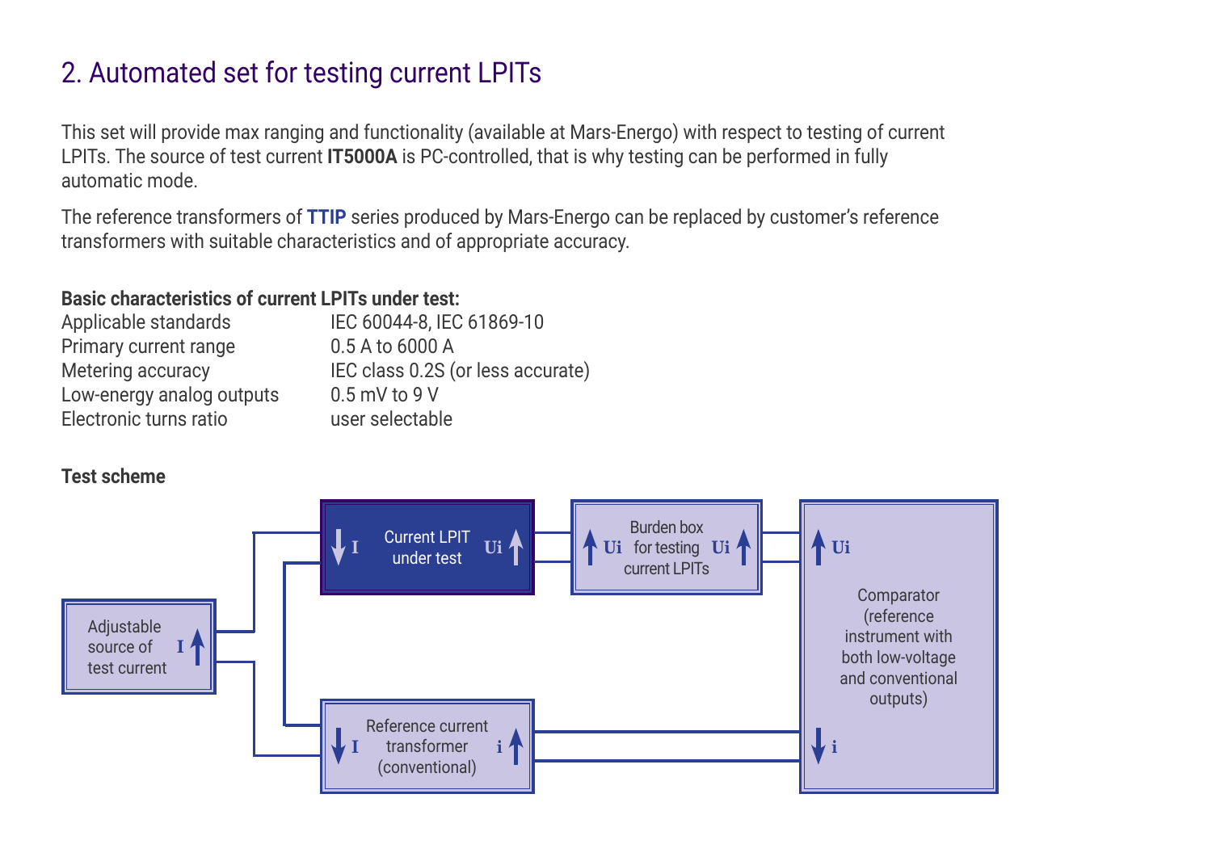## 2. Automated set for testing current LPITs

This set will provide max ranging and functionality (available at Mars-Energo) with respect to testing of current LPITs. The source of test current **IT5000A** is PC-controlled, that is why testing can be performed in fully automatic mode.

The reference transformers of **TTIP** series produced by Mars-Energo can be replaced by customer's reference transformers with suitable characteristics and of appropriate accuracy.

**Basic characteristics of current LPITs under test:**

| | |
|---|---|
| Applicable standards | IEC 60044-8, IEC 61869-10 |
| Primary current range | 0.5 A to 6000 A |
| Metering accuracy | IEC class 0.2S (or less accurate) |
| Low-energy analog outputs | 0.5 mV to 9 V |
| Electronic turns ratio | user selectable |

**Test scheme**

Adjustable source of test current — I

Current LPIT under test — I, Ui

Burden box for testing current LPITs — Ui, Ui

Reference current transformer (conventional) — I, i

Comparator (reference instrument with both low-voltage and conventional outputs) — Ui, i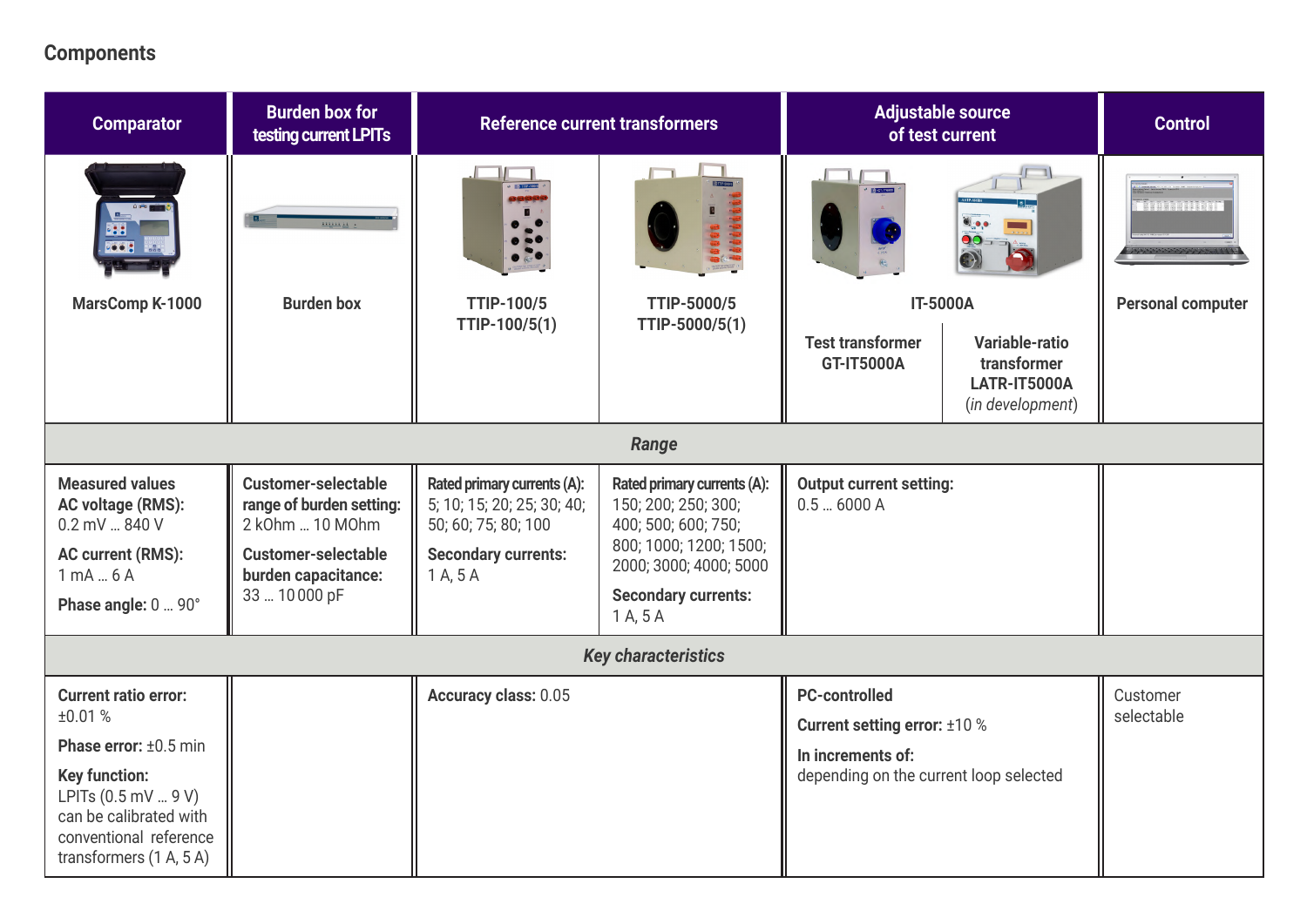## Components

| Comparator | Burden box for testing current LPITs | Reference current transformers | | Adjustable source of test current | | Control |
|---|---|---|---|---|---|---|
| MarsComp K-1000 | Burden box | TTIP-100/5<br>TTIP-100/5(1) | TTIP-5000/5<br>TTIP-5000/5(1) | IT-5000A<br><br>Test transformer GT-IT5000A | Variable-ratio transformer LATR-IT5000A (*in development*) | Personal computer |
| ***Range*** | | | | | | |
| **Measured values**<br>**AC voltage (RMS):** 0.2 mV … 840 V<br>**AC current (RMS):** 1 mA … 6 A<br>**Phase angle:** 0 … 90° | **Customer-selectable range of burden setting:** 2 kOhm … 10 MOhm<br>**Customer-selectable burden capacitance:** 33 … 10 000 pF | **Rated primary currents (A):** 5; 10; 15; 20; 25; 30; 40; 50; 60; 75; 80; 100<br>**Secondary currents:** 1 A, 5 A | **Rated primary currents (A):** 150; 200; 250; 300; 400; 500; 600; 750; 800; 1000; 1200; 1500; 2000; 3000; 4000; 5000<br>**Secondary currents:** 1 A, 5 A | **Output current setting:** 0.5 … 6000 A | | |
| ***Key characteristics*** | | | | | | |
| **Current ratio error:** ±0.01 %<br>**Phase error:** ±0.5 min<br>**Key function:** LPITs (0.5 mV … 9 V) can be calibrated with conventional reference transformers (1 A, 5 A) | | **Accuracy class:** 0.05 | | **PC-controlled**<br>**Current setting error:** ±10 %<br>**In increments of:** depending on the current loop selected | | Customer selectable |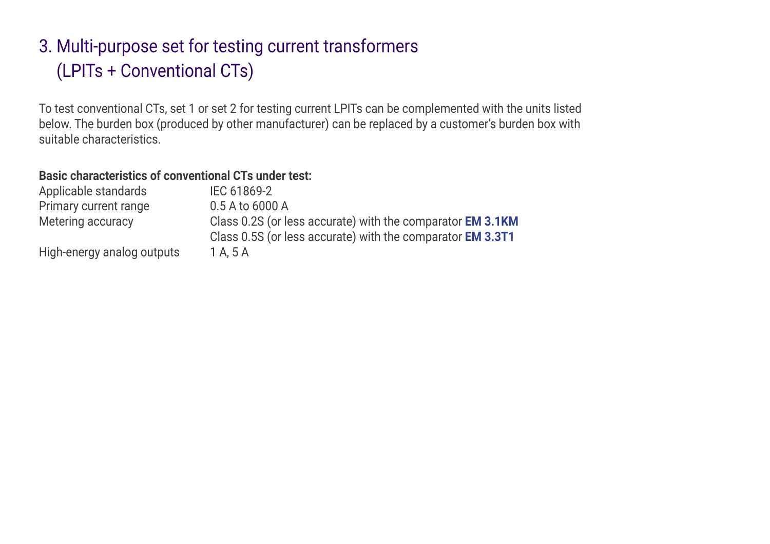## 3. Multi-purpose set for testing current transformers (LPITs + Conventional CTs)

To test conventional CTs, set 1 or set 2 for testing current LPITs can be complemented with the units listed below. The burden box (produced by other manufacturer) can be replaced by a customer's burden box with suitable characteristics.

**Basic characteristics of conventional CTs under test:**

| | |
|---|---|
| Applicable standards | IEC 61869-2 |
| Primary current range | 0.5 A to 6000 A |
| Metering accuracy | Class 0.2S (or less accurate) with the comparator **EM 3.1KM**<br>Class 0.5S (or less accurate) with the comparator **EM 3.3T1** |
| High-energy analog outputs | 1 A, 5 A |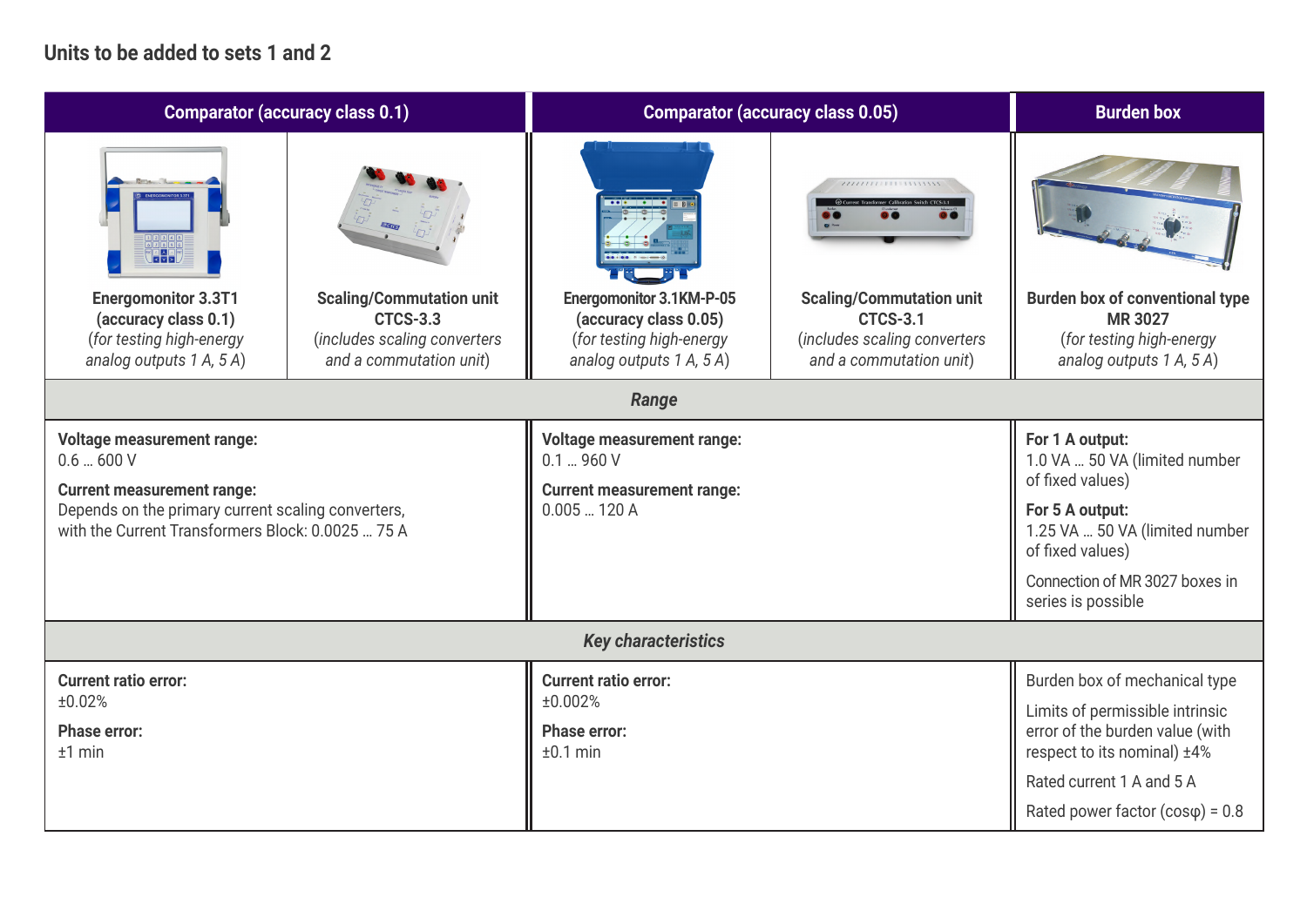## Units to be added to sets 1 and 2

| Comparator (accuracy class 0.1) | | Comparator (accuracy class 0.05) | | Burden box |
|---|---|---|---|---|
| **Energomonitor 3.3T1 (accuracy class 0.1)** *(for testing high-energy analog outputs 1 A, 5 A)* | **Scaling/Commutation unit CTCS-3.3** *(includes scaling converters and a commutation unit)* | **Energomonitor 3.1KM-P-05 (accuracy class 0.05)** *(for testing high-energy analog outputs 1 A, 5 A)* | **Scaling/Commutation unit CTCS-3.1** *(includes scaling converters and a commutation unit)* | **Burden box of conventional type MR 3027** *(for testing high-energy analog outputs 1 A, 5 A)* |
| ***Range*** | | | | |
| **Voltage measurement range:** 0.6 … 600 V<br>**Current measurement range:** Depends on the primary current scaling converters, with the Current Transformers Block: 0.0025 … 75 A | | **Voltage measurement range:** 0.1 … 960 V<br>**Current measurement range:** 0.005 … 120 A | | **For 1 A output:** 1.0 VA … 50 VA (limited number of fixed values)<br>**For 5 A output:** 1.25 VA … 50 VA (limited number of fixed values)<br>Connection of MR 3027 boxes in series is possible |
| ***Key characteristics*** | | | | |
| **Current ratio error:** ±0.02%<br>**Phase error:** ±1 min | | **Current ratio error:** ±0.002%<br>**Phase error:** ±0.1 min | | Burden box of mechanical type<br>Limits of permissible intrinsic error of the burden value (with respect to its nominal) ±4%<br>Rated current 1 A and 5 A<br>Rated power factor (cosφ) = 0.8 |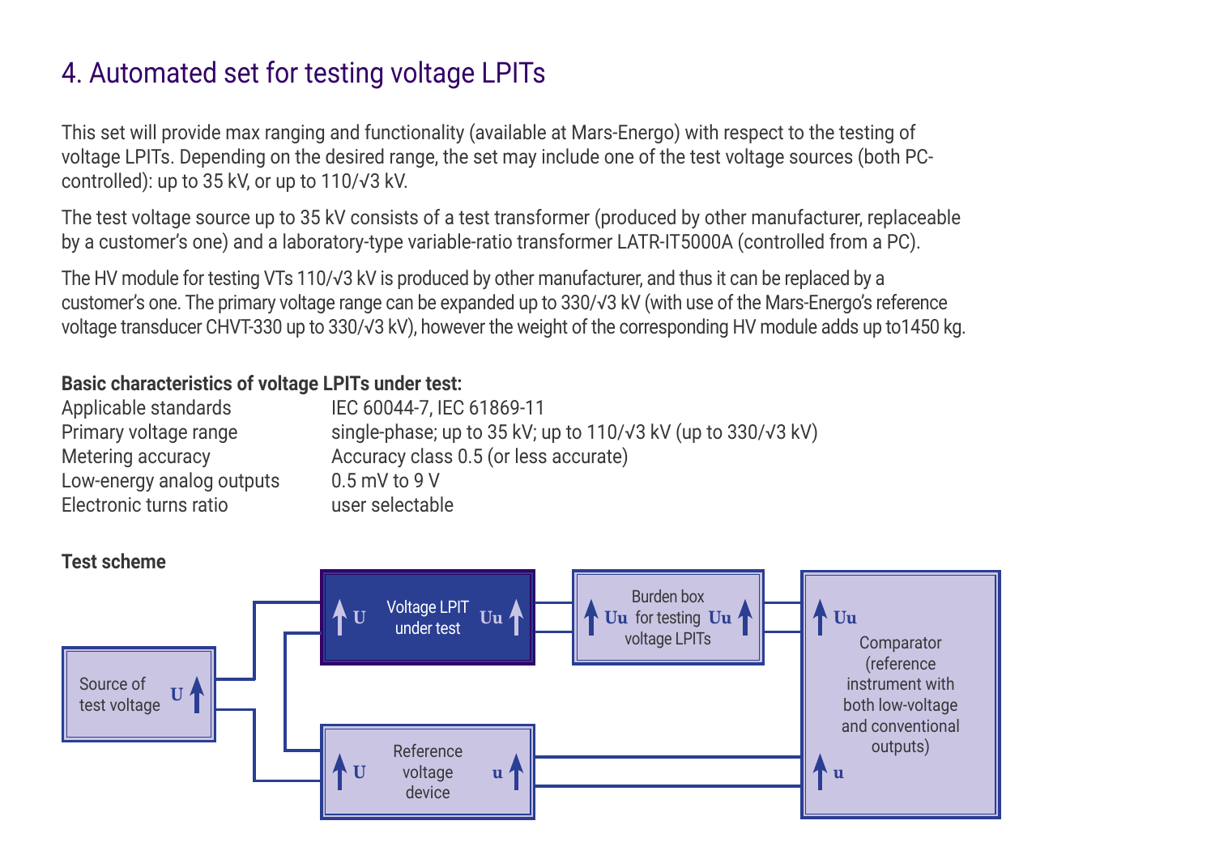## 4. Automated set for testing voltage LPITs

This set will provide max ranging and functionality (available at Mars-Energo) with respect to the testing of voltage LPITs. Depending on the desired range, the set may include one of the test voltage sources (both PC-controlled): up to 35 kV, or up to 110/√3 kV.

The test voltage source up to 35 kV consists of a test transformer (produced by other manufacturer, replaceable by a customer's one) and a laboratory-type variable-ratio transformer LATR-IT5000A (controlled from a PC).

The HV module for testing VTs 110/√3 kV is produced by other manufacturer, and thus it can be replaced by a customer's one. The primary voltage range can be expanded up to 330/√3 kV (with use of the Mars-Energo's reference voltage transducer CHVT-330 up to 330/√3 kV), however the weight of the corresponding HV module adds up to1450 kg.

**Basic characteristics of voltage LPITs under test:**

| | |
|---|---|
| Applicable standards | IEC 60044-7, IEC 61869-11 |
| Primary voltage range | single-phase; up to 35 kV; up to 110/√3 kV (up to 330/√3 kV) |
| Metering accuracy | Accuracy class 0.5 (or less accurate) |
| Low-energy analog outputs | 0.5 mV to 9 V |
| Electronic turns ratio | user selectable |

**Test scheme**

Source of test voltage U

U Voltage LPIT under test Uu

Uu Burden box for testing voltage LPITs Uu

U Reference voltage device u

Uu Comparator (reference instrument with both low-voltage and conventional outputs) u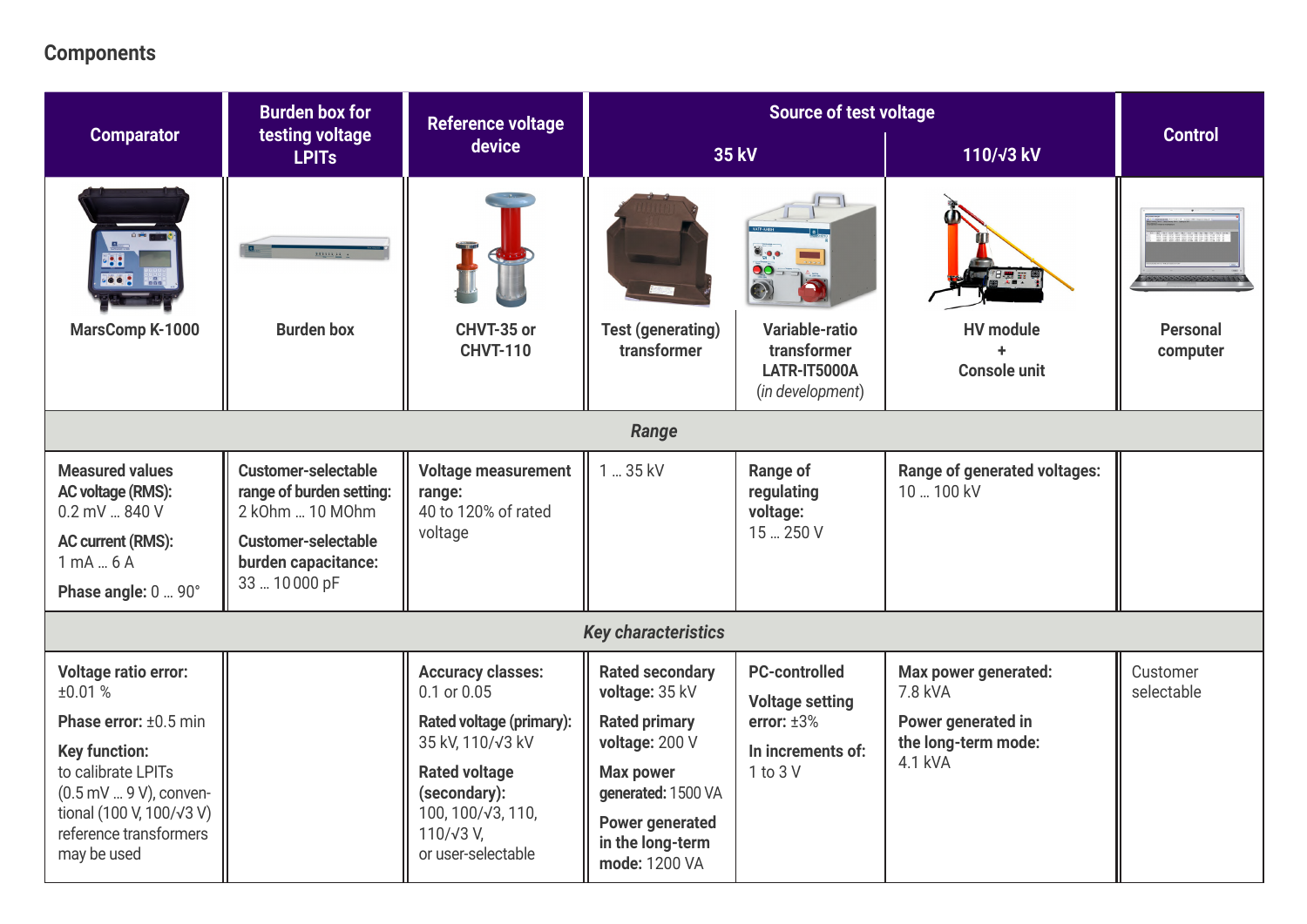## Components

| Comparator | Burden box for testing voltage LPITs | Reference voltage device | Source of test voltage | | | Control |
|---|---|---|---|---|---|---|
| | | | 35 kV | | 110/√3 kV | |
| MarsComp K-1000 | Burden box | CHVT-35 or CHVT-110 | Test (generating) transformer | Variable-ratio transformer LATR-IT5000A (*in development*) | HV module + Console unit | Personal computer |
| ***Range*** | | | | | | |
| **Measured values** **AC voltage (RMS):** 0.2 mV … 840 V **AC current (RMS):** 1 mA … 6 A **Phase angle:** 0 … 90° | **Customer-selectable range of burden setting:** 2 kOhm … 10 MOhm **Customer-selectable burden capacitance:** 33 … 10 000 pF | **Voltage measurement range:** 40 to 120% of rated voltage | 1 … 35 kV | **Range of regulating voltage:** 15 … 250 V | **Range of generated voltages:** 10 … 100 kV | |
| ***Key characteristics*** | | | | | | |
| **Voltage ratio error:** ±0.01 % **Phase error:** ±0.5 min **Key function:** to calibrate LPITs (0.5 mV … 9 V), conventional (100 V, 100/√3 V) reference transformers may be used | | **Accuracy classes:** 0.1 or 0.05 **Rated voltage (primary):** 35 kV, 110/√3 kV **Rated voltage (secondary):** 100, 100/√3, 110, 110/√3 V, or user-selectable | **Rated secondary voltage:** 35 kV **Rated primary voltage:** 200 V **Max power generated:** 1500 VA **Power generated in the long-term mode:** 1200 VA | **PC-controlled** **Voltage setting error:** ±3% **In increments of:** 1 to 3 V | **Max power generated:** 7.8 kVA **Power generated in the long-term mode:** 4.1 kVA | Customer selectable |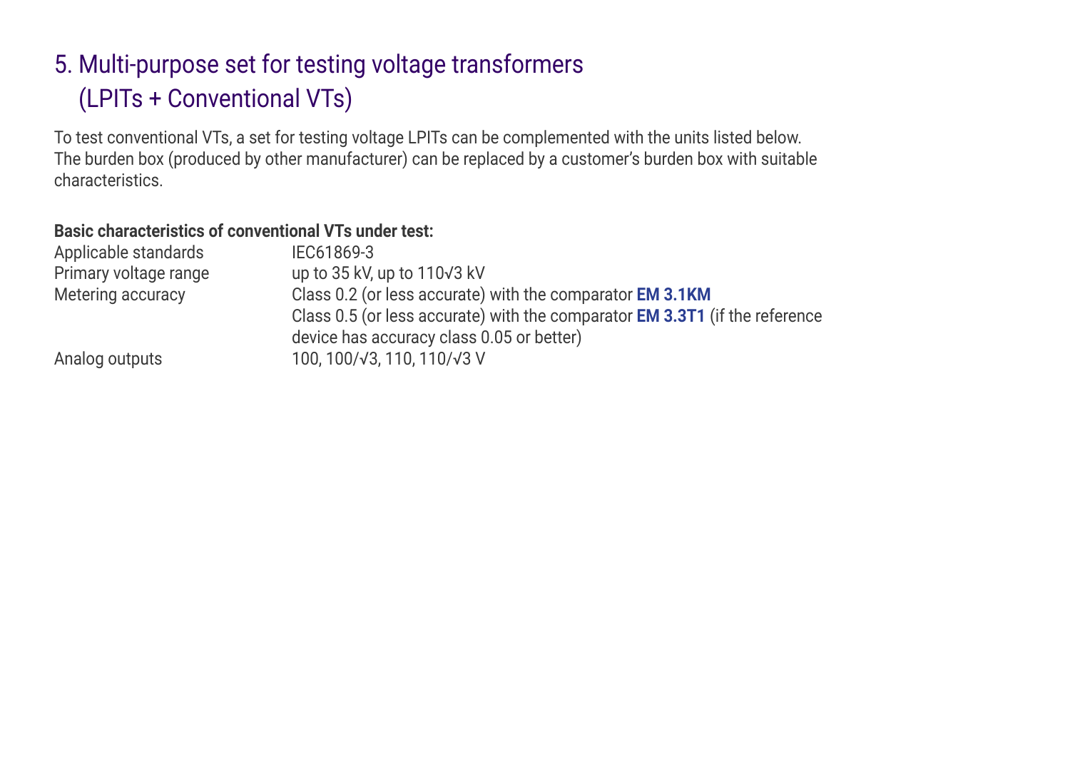## 5. Multi-purpose set for testing voltage transformers (LPITs + Conventional VTs)

To test conventional VTs, a set for testing voltage LPITs can be complemented with the units listed below. The burden box (produced by other manufacturer) can be replaced by a customer's burden box with suitable characteristics.

**Basic characteristics of conventional VTs under test:**

| | |
|---|---|
| Applicable standards | IEC61869-3 |
| Primary voltage range | up to 35 kV, up to 110√3 kV |
| Metering accuracy | Class 0.2 (or less accurate) with the comparator **EM 3.1KM**<br>Class 0.5 (or less accurate) with the comparator **EM 3.3T1** (if the reference device has accuracy class 0.05 or better) |
| Analog outputs | 100, 100/√3, 110, 110/√3 V |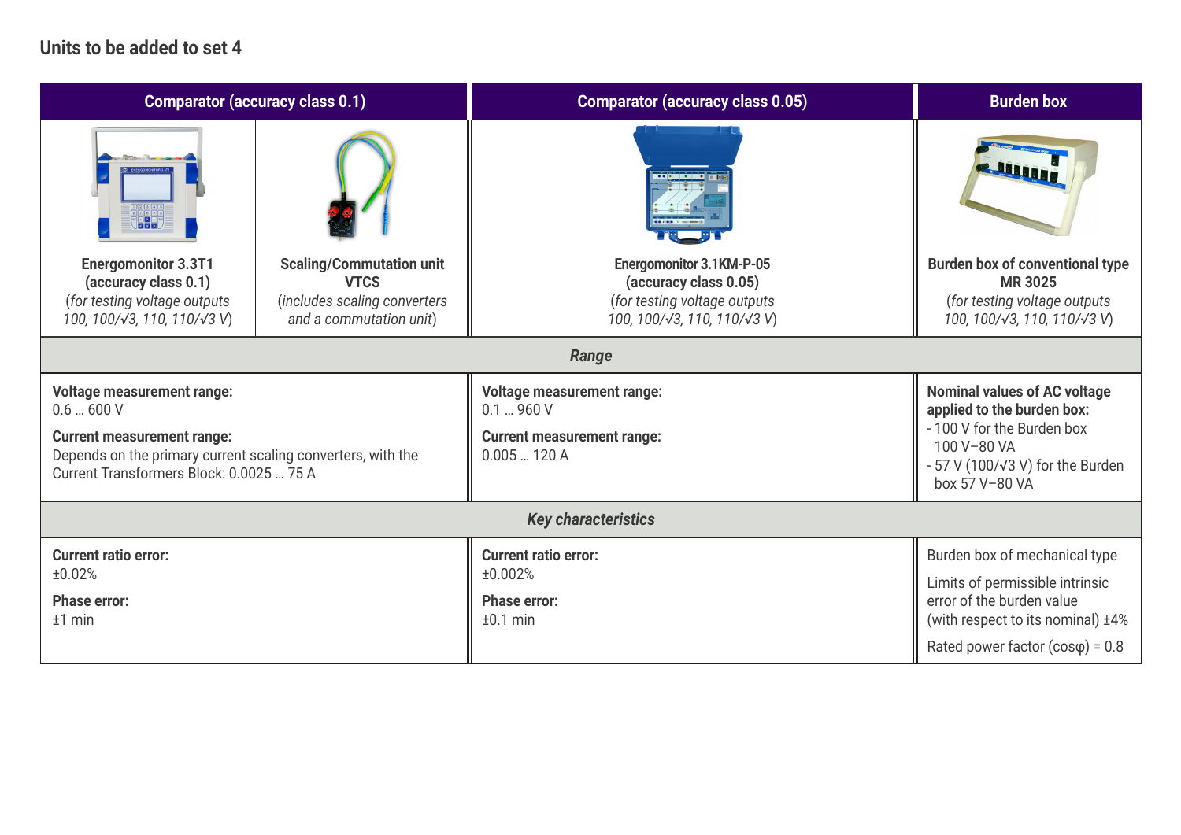## Units to be added to set 4

| Comparator (accuracy class 0.1) | | Comparator (accuracy class 0.05) | Burden box |
|---|---|---|---|
| **Energomonitor 3.3T1 (accuracy class 0.1)** *(for testing voltage outputs 100, 100/√3, 110, 110/√3 V)* | **Scaling/Commutation unit VTCS** *(includes scaling converters and a commutation unit)* | **Energomonitor 3.1KM-P-05 (accuracy class 0.05)** *(for testing voltage outputs 100, 100/√3, 110, 110/√3 V)* | **Burden box of conventional type MR 3025** *(for testing voltage outputs 100, 100/√3, 110, 110/√3 V)* |
| ***Range*** | | | |
| **Voltage measurement range:** 0.6 … 600 V<br>**Current measurement range:** Depends on the primary current scaling converters, with the Current Transformers Block: 0.0025 … 75 A | | **Voltage measurement range:** 0.1 … 960 V<br>**Current measurement range:** 0.005 … 120 A | **Nominal values of AC voltage applied to the burden box:**<br>- 100 V for the Burden box 100 V–80 VA<br>- 57 V (100/√3 V) for the Burden box 57 V–80 VA |
| ***Key characteristics*** | | | |
| **Current ratio error:** ±0.02%<br>**Phase error:** ±1 min | | **Current ratio error:** ±0.002%<br>**Phase error:** ±0.1 min | Burden box of mechanical type<br>Limits of permissible intrinsic error of the burden value (with respect to its nominal) ±4%<br>Rated power factor (cosφ) = 0.8 |